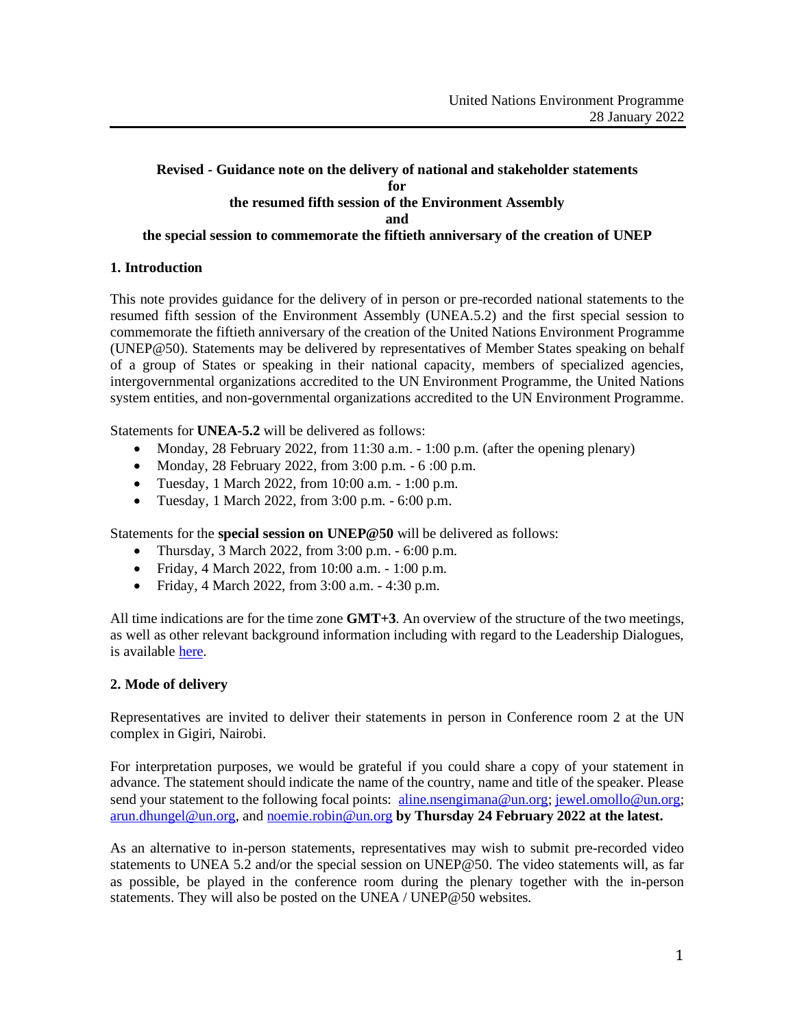United Nations Environment Programme
28 January 2022

**Revised - Guidance note on the delivery of national and stakeholder statements for the resumed fifth session of the Environment Assembly and the special session to commemorate the fiftieth anniversary of the creation of UNEP**

## 1. Introduction

This note provides guidance for the delivery of in person or pre-recorded national statements to the resumed fifth session of the Environment Assembly (UNEA.5.2) and the first special session to commemorate the fiftieth anniversary of the creation of the United Nations Environment Programme (UNEP@50). Statements may be delivered by representatives of Member States speaking on behalf of a group of States or speaking in their national capacity, members of specialized agencies, intergovernmental organizations accredited to the UN Environment Programme, the United Nations system entities, and non-governmental organizations accredited to the UN Environment Programme.

Statements for **UNEA-5.2** will be delivered as follows:

- Monday, 28 February 2022, from 11:30 a.m. - 1:00 p.m. (after the opening plenary)
- Monday, 28 February 2022, from 3:00 p.m. - 6 :00 p.m.
- Tuesday, 1 March 2022, from 10:00 a.m. - 1:00 p.m.
- Tuesday, 1 March 2022, from 3:00 p.m. - 6:00 p.m.

Statements for the **special session on UNEP@50** will be delivered as follows:

- Thursday, 3 March 2022, from 3:00 p.m. - 6:00 p.m.
- Friday, 4 March 2022, from 10:00 a.m. - 1:00 p.m.
- Friday, 4 March 2022, from 3:00 a.m. - 4:30 p.m.

All time indications are for the time zone **GMT+3**. An overview of the structure of the two meetings, as well as other relevant background information including with regard to the Leadership Dialogues, is available here.

## 2. Mode of delivery

Representatives are invited to deliver their statements in person in Conference room 2 at the UN complex in Gigiri, Nairobi.

For interpretation purposes, we would be grateful if you could share a copy of your statement in advance. The statement should indicate the name of the country, name and title of the speaker. Please send your statement to the following focal points: aline.nsengimana@un.org; jewel.omollo@un.org; arun.dhungel@un.org, and noemie.robin@un.org **by Thursday 24 February 2022 at the latest.**

As an alternative to in-person statements, representatives may wish to submit pre-recorded video statements to UNEA 5.2 and/or the special session on UNEP@50. The video statements will, as far as possible, be played in the conference room during the plenary together with the in-person statements. They will also be posted on the UNEA / UNEP@50 websites.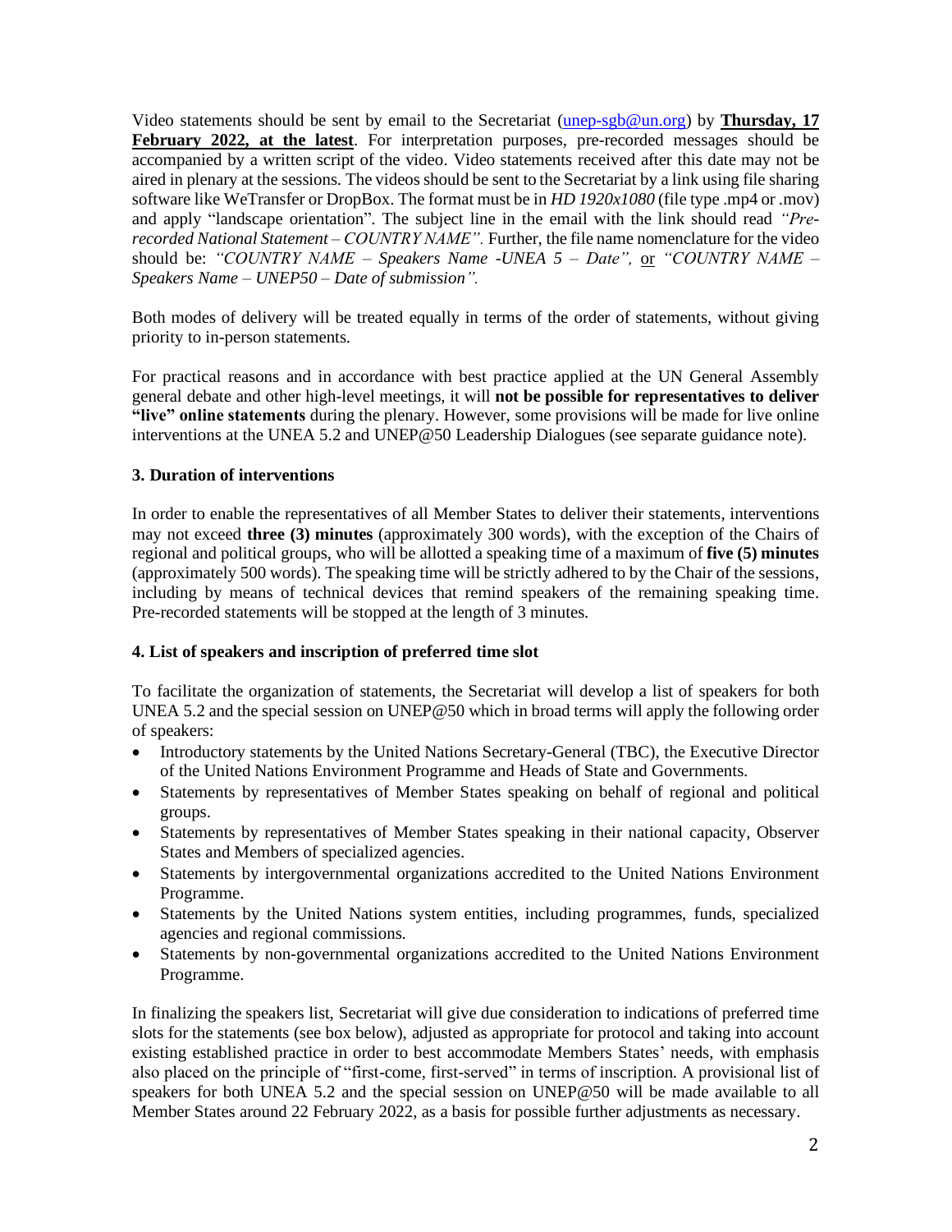Video statements should be sent by email to the Secretariat (unep-sgb@un.org) by **Thursday, 17 February 2022, at the latest**. For interpretation purposes, pre-recorded messages should be accompanied by a written script of the video. Video statements received after this date may not be aired in plenary at the sessions. The videos should be sent to the Secretariat by a link using file sharing software like WeTransfer or DropBox. The format must be in *HD 1920x1080* (file type .mp4 or .mov) and apply "landscape orientation". The subject line in the email with the link should read *"Pre-recorded National Statement – COUNTRY NAME".* Further, the file name nomenclature for the video should be: *"COUNTRY NAME – Speakers Name -UNEA 5 – Date",* or *"COUNTRY NAME – Speakers Name – UNEP50 – Date of submission".*

Both modes of delivery will be treated equally in terms of the order of statements, without giving priority to in-person statements.

For practical reasons and in accordance with best practice applied at the UN General Assembly general debate and other high-level meetings, it will **not be possible for representatives to deliver "live" online statements** during the plenary. However, some provisions will be made for live online interventions at the UNEA 5.2 and UNEP@50 Leadership Dialogues (see separate guidance note).

### 3. Duration of interventions

In order to enable the representatives of all Member States to deliver their statements, interventions may not exceed **three (3) minutes** (approximately 300 words), with the exception of the Chairs of regional and political groups, who will be allotted a speaking time of a maximum of **five (5) minutes** (approximately 500 words). The speaking time will be strictly adhered to by the Chair of the sessions, including by means of technical devices that remind speakers of the remaining speaking time. Pre-recorded statements will be stopped at the length of 3 minutes.

### 4. List of speakers and inscription of preferred time slot

To facilitate the organization of statements, the Secretariat will develop a list of speakers for both UNEA 5.2 and the special session on UNEP@50 which in broad terms will apply the following order of speakers:

- Introductory statements by the United Nations Secretary-General (TBC), the Executive Director of the United Nations Environment Programme and Heads of State and Governments.
- Statements by representatives of Member States speaking on behalf of regional and political groups.
- Statements by representatives of Member States speaking in their national capacity, Observer States and Members of specialized agencies.
- Statements by intergovernmental organizations accredited to the United Nations Environment Programme.
- Statements by the United Nations system entities, including programmes, funds, specialized agencies and regional commissions.
- Statements by non-governmental organizations accredited to the United Nations Environment Programme.

In finalizing the speakers list, Secretariat will give due consideration to indications of preferred time slots for the statements (see box below), adjusted as appropriate for protocol and taking into account existing established practice in order to best accommodate Members States' needs, with emphasis also placed on the principle of "first-come, first-served" in terms of inscription. A provisional list of speakers for both UNEA 5.2 and the special session on UNEP@50 will be made available to all Member States around 22 February 2022, as a basis for possible further adjustments as necessary.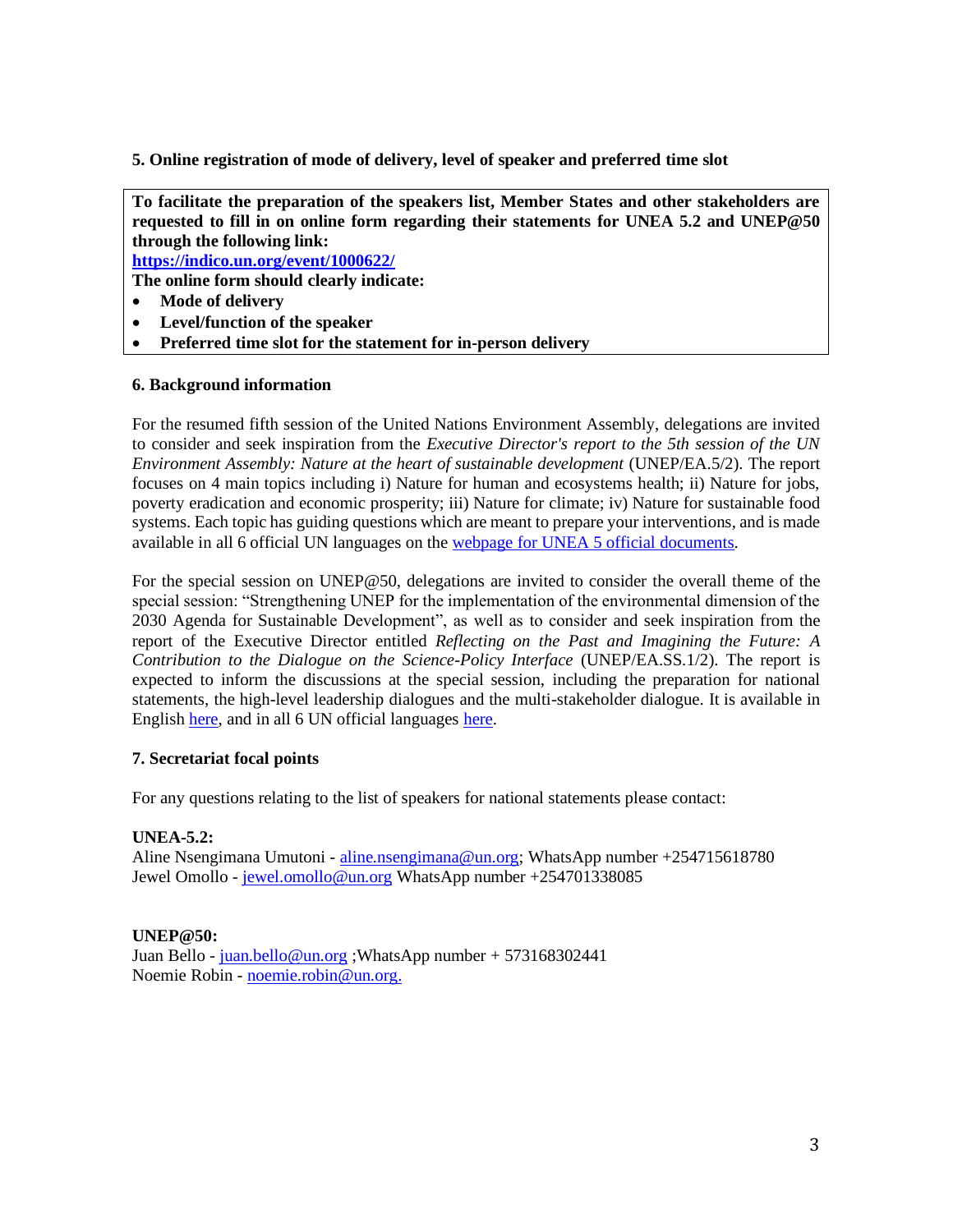**5. Online registration of mode of delivery, level of speaker and preferred time slot**

**To facilitate the preparation of the speakers list, Member States and other stakeholders are requested to fill in on online form regarding their statements for UNEA 5.2 and UNEP@50 through the following link:**
**https://indico.un.org/event/1000622/**
**The online form should clearly indicate:**

- **Mode of delivery**
- **Level/function of the speaker**
- **Preferred time slot for the statement for in-person delivery**

**6. Background information**

For the resumed fifth session of the United Nations Environment Assembly, delegations are invited to consider and seek inspiration from the *Executive Director's report to the 5th session of the UN Environment Assembly: Nature at the heart of sustainable development* (UNEP/EA.5/2). The report focuses on 4 main topics including i) Nature for human and ecosystems health; ii) Nature for jobs, poverty eradication and economic prosperity; iii) Nature for climate; iv) Nature for sustainable food systems. Each topic has guiding questions which are meant to prepare your interventions, and is made available in all 6 official UN languages on the webpage for UNEA 5 official documents.

For the special session on UNEP@50, delegations are invited to consider the overall theme of the special session: "Strengthening UNEP for the implementation of the environmental dimension of the 2030 Agenda for Sustainable Development", as well as to consider and seek inspiration from the report of the Executive Director entitled *Reflecting on the Past and Imagining the Future: A Contribution to the Dialogue on the Science-Policy Interface* (UNEP/EA.SS.1/2). The report is expected to inform the discussions at the special session, including the preparation for national statements, the high-level leadership dialogues and the multi-stakeholder dialogue. It is available in English here, and in all 6 UN official languages here.

**7. Secretariat focal points**

For any questions relating to the list of speakers for national statements please contact:

**UNEA-5.2:**
Aline Nsengimana Umutoni - aline.nsengimana@un.org; WhatsApp number +254715618780
Jewel Omollo - jewel.omollo@un.org WhatsApp number +254701338085

**UNEP@50:**
Juan Bello - juan.bello@un.org ;WhatsApp number + 573168302441
Noemie Robin - noemie.robin@un.org.